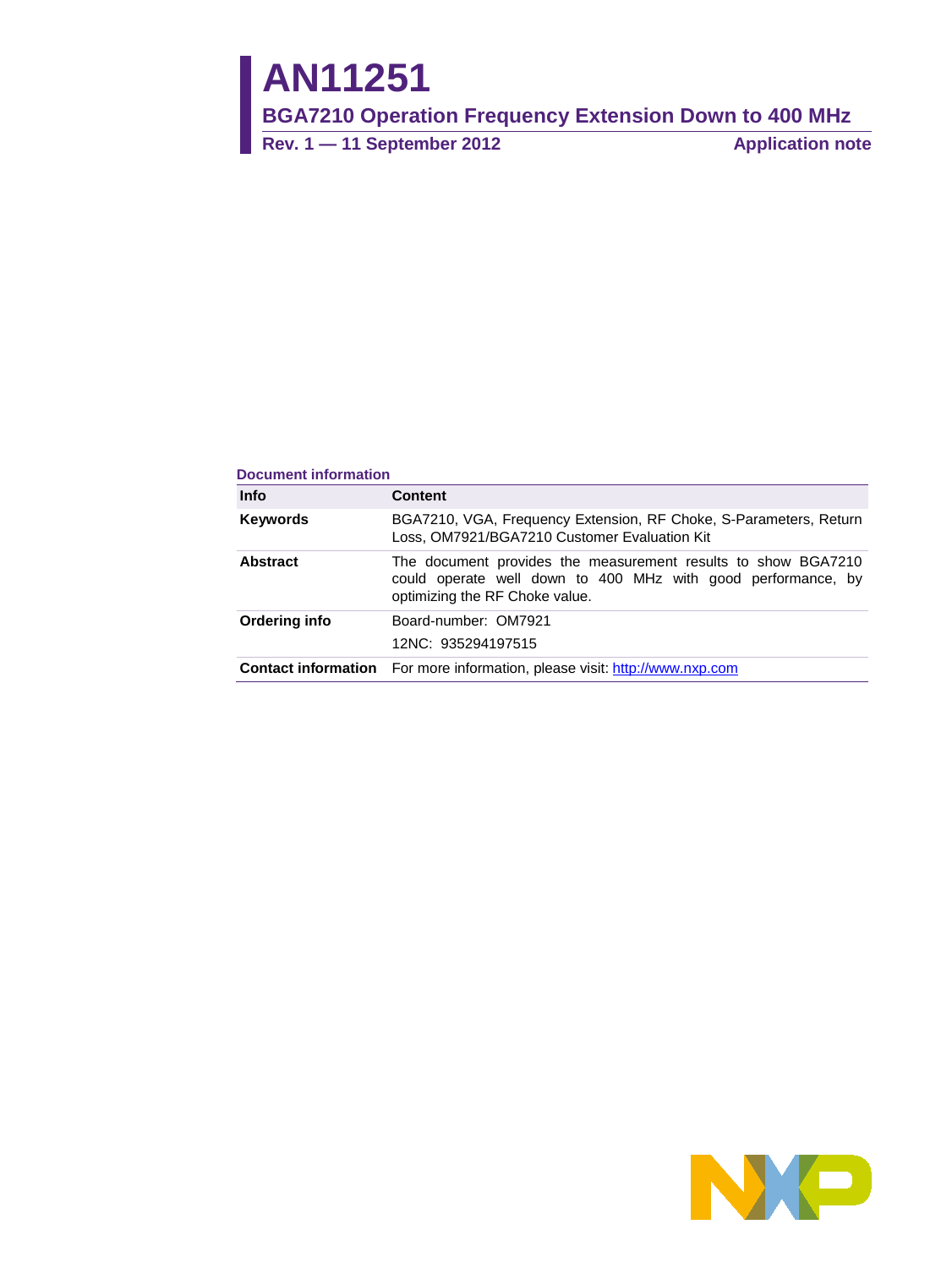# AN11251

## BGA7210 Operation Frequency Extension Down to 400 MHz

**Rev. 1 — 11 September 2012** **Application note**

**Document information**

| Info | Content |
|---|---|
| **Keywords** | BGA7210, VGA, Frequency Extension, RF Choke, S-Parameters, Return Loss, OM7921/BGA7210 Customer Evaluation Kit |
| **Abstract** | The document provides the measurement results to show BGA7210 could operate well down to 400 MHz with good performance, by optimizing the RF Choke value. |
| **Ordering info** | Board-number: OM7921 |
| | 12NC: 935294197515 |
| **Contact information** | For more information, please visit: http://www.nxp.com |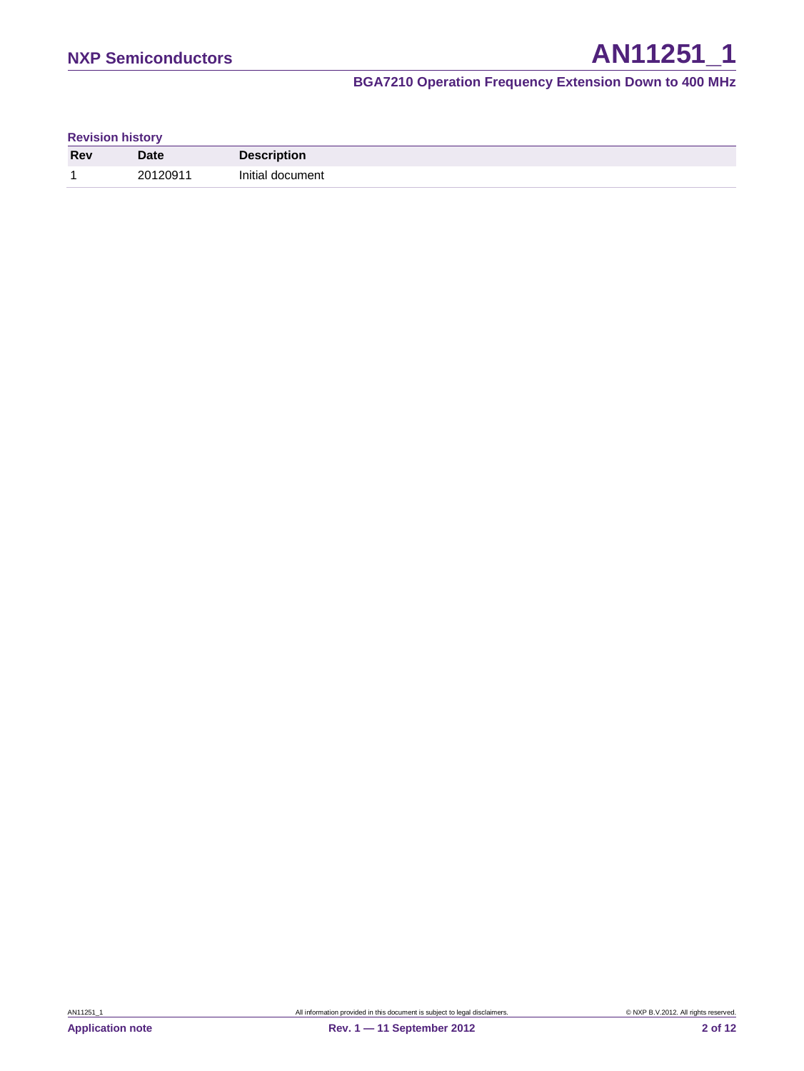**Revision history**

| Rev | Date | Description |
|---|---|---|
| 1 | 20120911 | Initial document |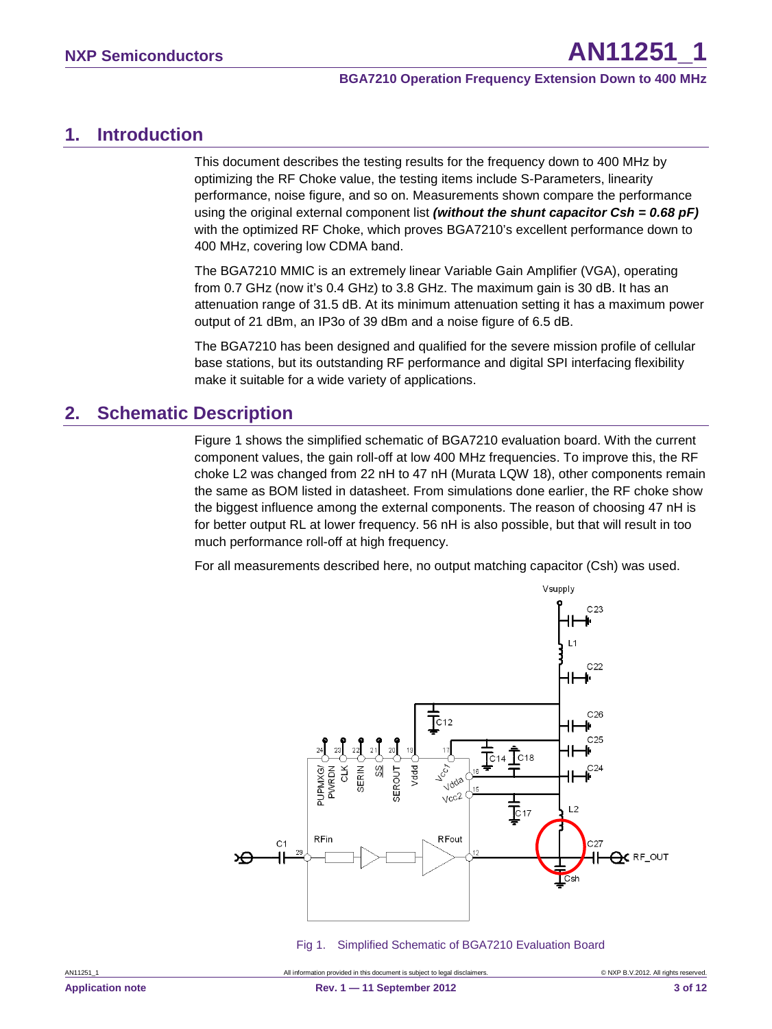## 1. Introduction

This document describes the testing results for the frequency down to 400 MHz by optimizing the RF Choke value, the testing items include S-Parameters, linearity performance, noise figure, and so on. Measurements shown compare the performance using the original external component list ***(without the shunt capacitor Csh = 0.68 pF)*** with the optimized RF Choke, which proves BGA7210's excellent performance down to 400 MHz, covering low CDMA band.

The BGA7210 MMIC is an extremely linear Variable Gain Amplifier (VGA), operating from 0.7 GHz (now it's 0.4 GHz) to 3.8 GHz. The maximum gain is 30 dB. It has an attenuation range of 31.5 dB. At its minimum attenuation setting it has a maximum power output of 21 dBm, an IP3o of 39 dBm and a noise figure of 6.5 dB.

The BGA7210 has been designed and qualified for the severe mission profile of cellular base stations, but its outstanding RF performance and digital SPI interfacing flexibility make it suitable for a wide variety of applications.

## 2. Schematic Description

Figure 1 shows the simplified schematic of BGA7210 evaluation board. With the current component values, the gain roll-off at low 400 MHz frequencies. To improve this, the RF choke L2 was changed from 22 nH to 47 nH (Murata LQW 18), other components remain the same as BOM listed in datasheet. From simulations done earlier, the RF choke show the biggest influence among the external components. The reason of choosing 47 nH is for better output RL at lower frequency. 56 nH is also possible, but that will result in too much performance roll-off at high frequency.

For all measurements described here, no output matching capacitor (Csh) was used.

Fig 1. Simplified Schematic of BGA7210 Evaluation Board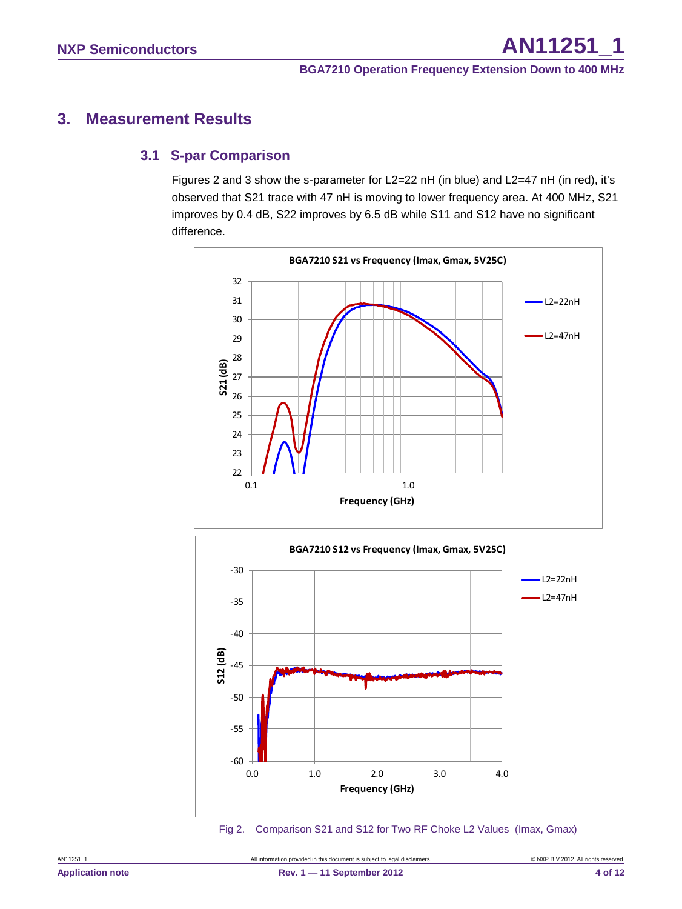## 3. Measurement Results

### 3.1 S-par Comparison

Figures 2 and 3 show the s-parameter for L2=22 nH (in blue) and L2=47 nH (in red), it's observed that S21 trace with 47 nH is moving to lower frequency area. At 400 MHz, S21 improves by 0.4 dB, S22 improves by 6.5 dB while S11 and S12 have no significant difference.

Fig 2. Comparison S21 and S12 for Two RF Choke L2 Values (Imax, Gmax)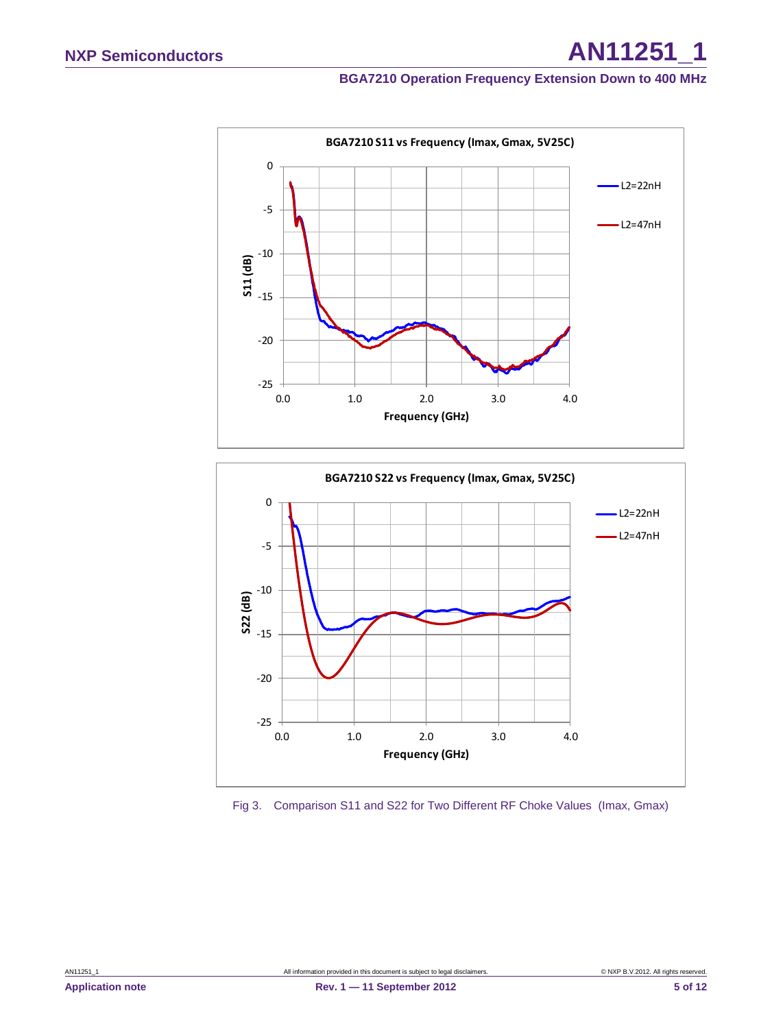BGA7210 S11 vs Frequency (Imax, Gmax, 5V25C)

BGA7210 S22 vs Frequency (Imax, Gmax, 5V25C)

Fig 3. Comparison S11 and S22 for Two Different RF Choke Values (Imax, Gmax)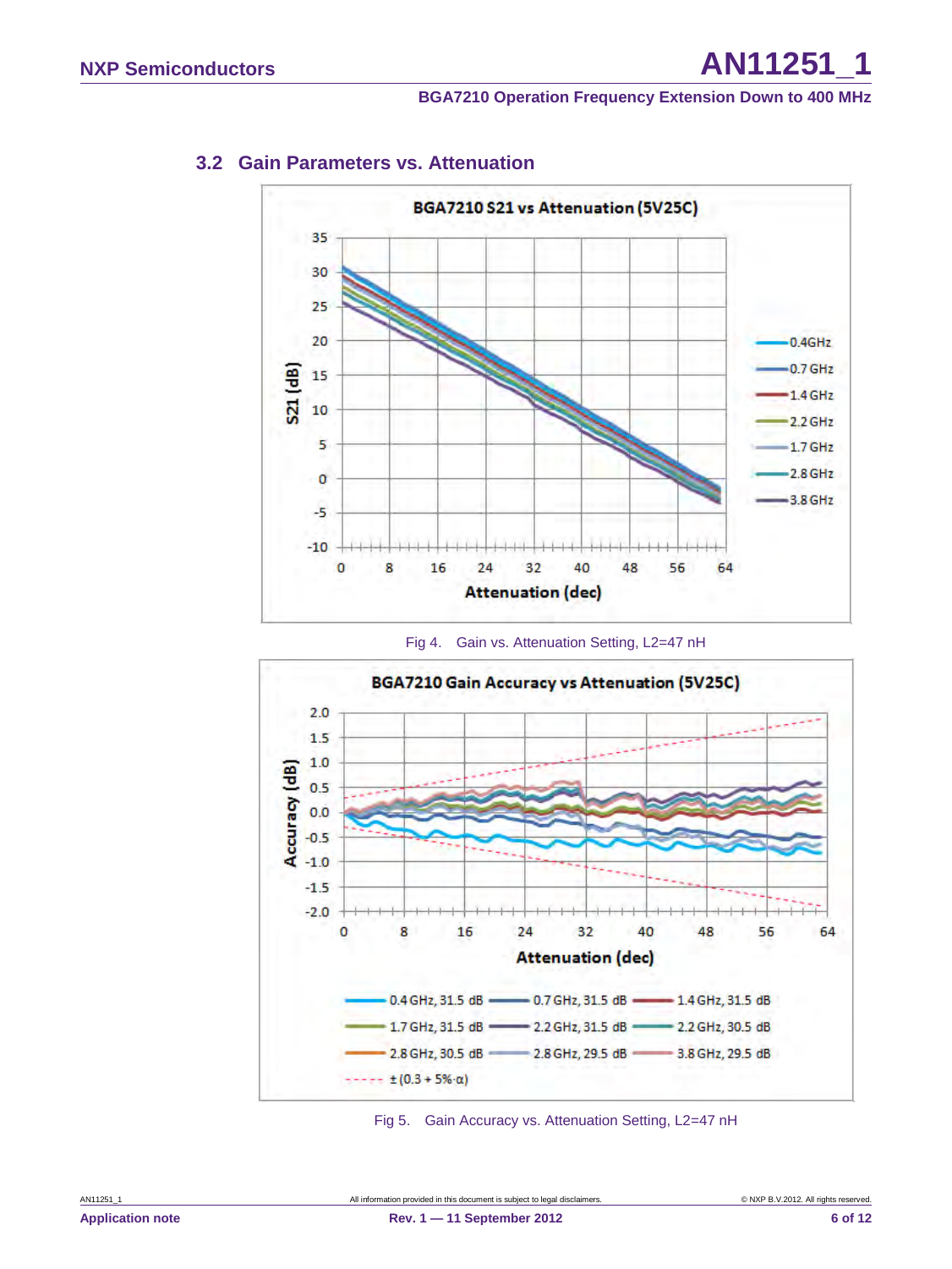## 3.2 Gain Parameters vs. Attenuation

Fig 4. Gain vs. Attenuation Setting, L2=47 nH

Fig 5. Gain Accuracy vs. Attenuation Setting, L2=47 nH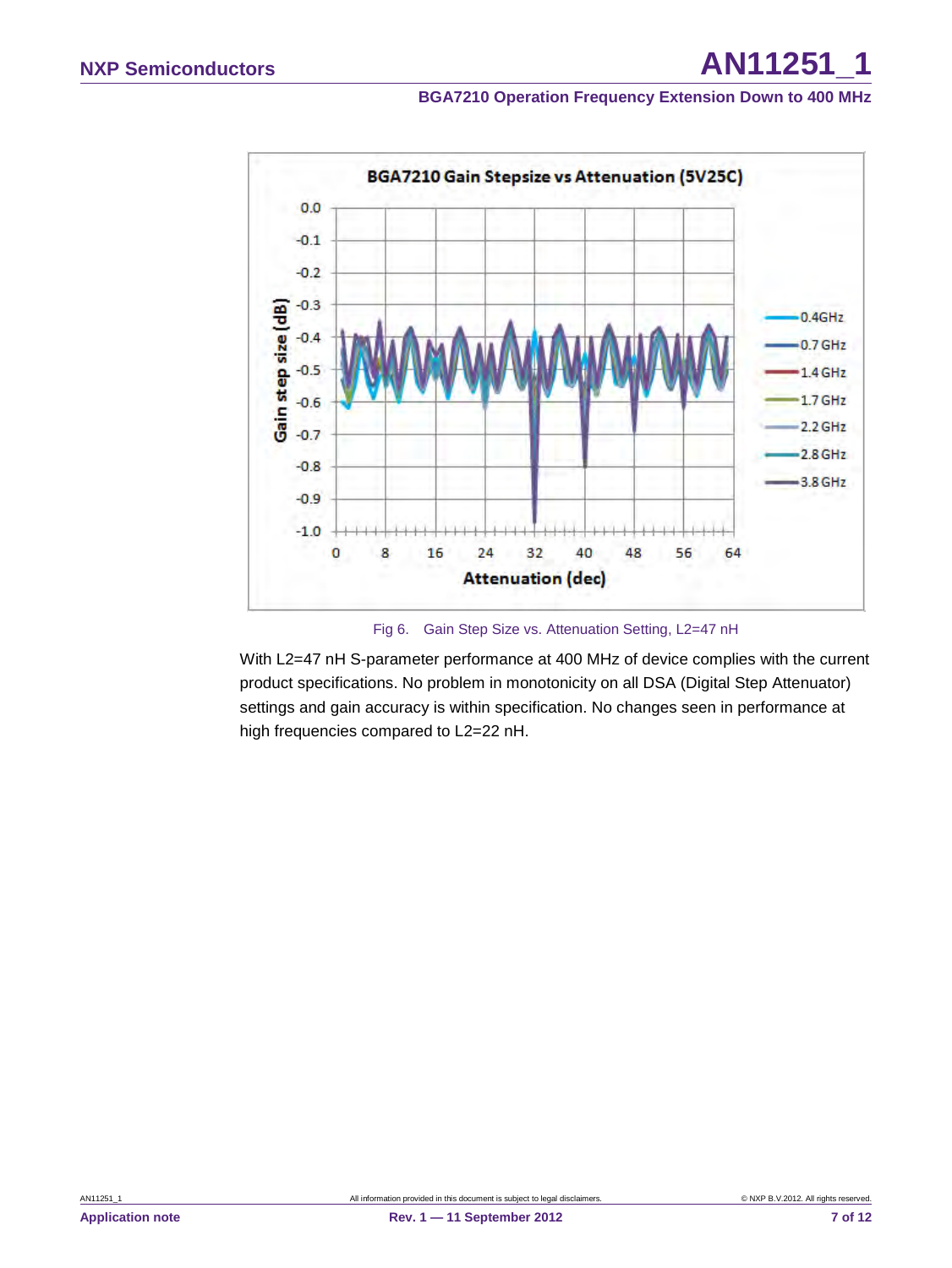Fig 6. Gain Step Size vs. Attenuation Setting, L2=47 nH

With L2=47 nH S-parameter performance at 400 MHz of device complies with the current product specifications. No problem in monotonicity on all DSA (Digital Step Attenuator) settings and gain accuracy is within specification. No changes seen in performance at high frequencies compared to L2=22 nH.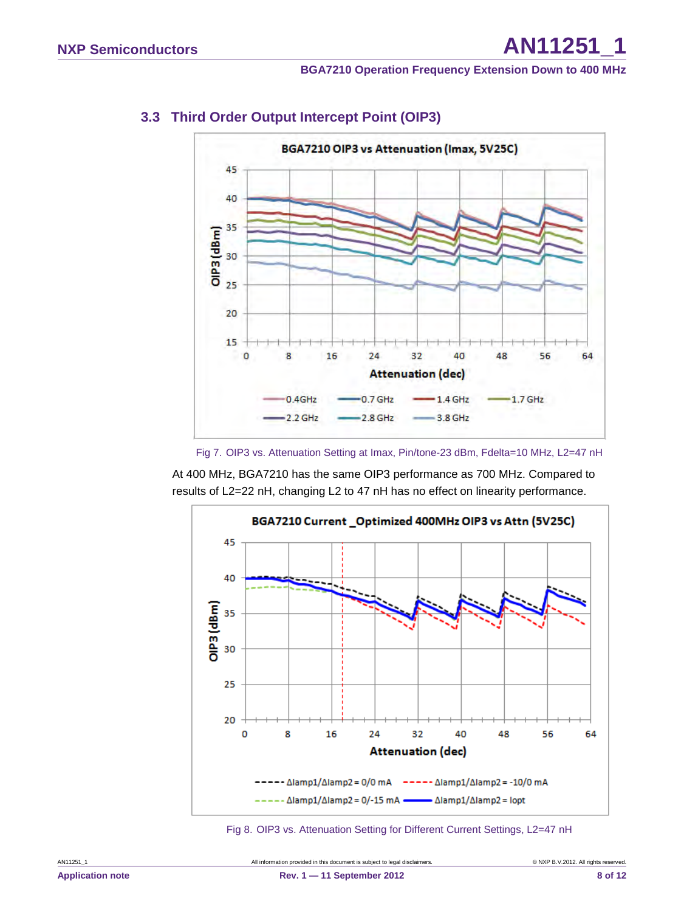### 3.3 Third Order Output Intercept Point (OIP3)

Fig 7. OIP3 vs. Attenuation Setting at Imax, Pin/tone-23 dBm, Fdelta=10 MHz, L2=47 nH

At 400 MHz, BGA7210 has the same OIP3 performance as 700 MHz. Compared to results of L2=22 nH, changing L2 to 47 nH has no effect on linearity performance.

Fig 8. OIP3 vs. Attenuation Setting for Different Current Settings, L2=47 nH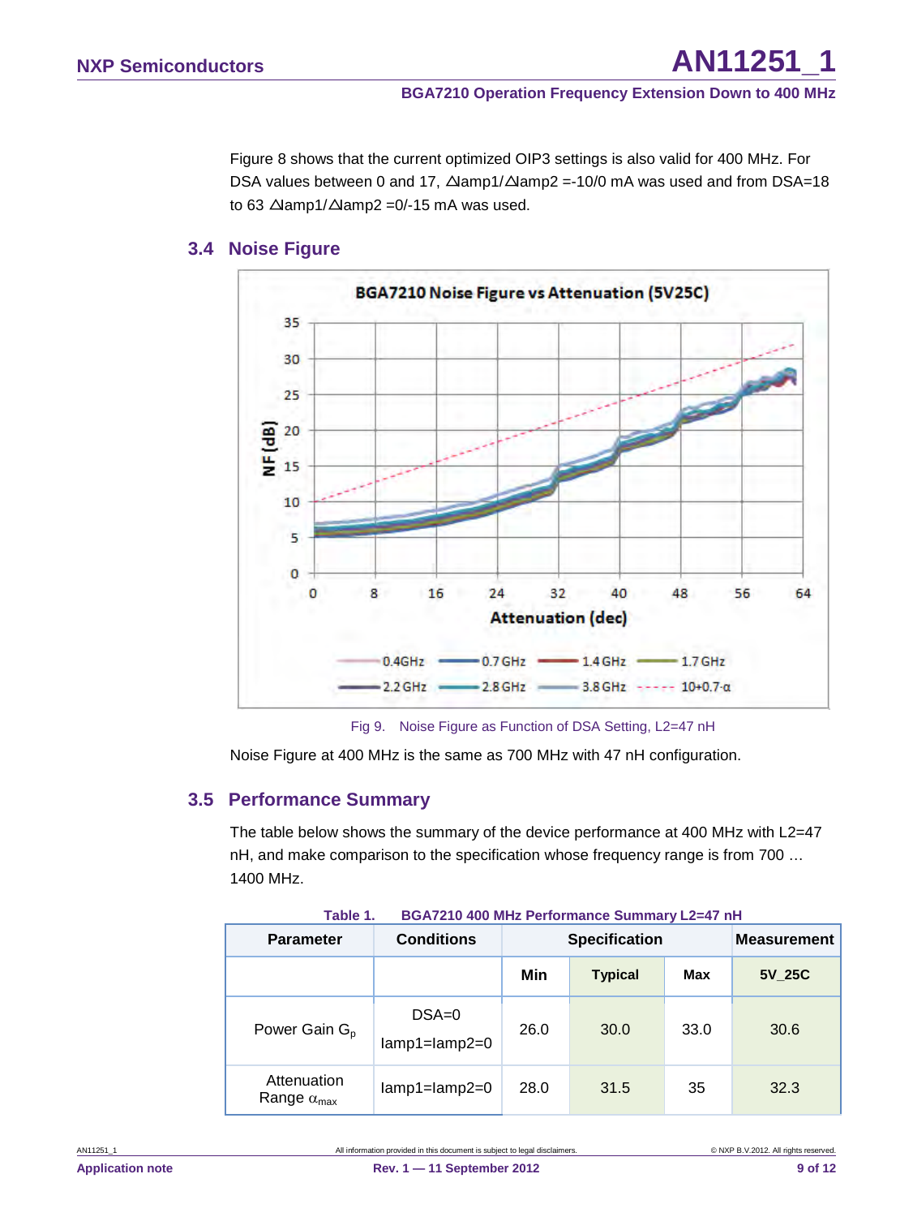Figure 8 shows that the current optimized OIP3 settings is also valid for 400 MHz. For DSA values between 0 and 17, ∆Iamp1/∆Iamp2 =-10/0 mA was used and from DSA=18 to 63 ∆Iamp1/∆Iamp2 =0/-15 mA was used.

## 3.4 Noise Figure

Fig 9. Noise Figure as Function of DSA Setting, L2=47 nH

Noise Figure at 400 MHz is the same as 700 MHz with 47 nH configuration.

## 3.5 Performance Summary

The table below shows the summary of the device performance at 400 MHz with L2=47 nH, and make comparison to the specification whose frequency range is from 700 … 1400 MHz.

**Table 1. BGA7210 400 MHz Performance Summary L2=47 nH**

| Parameter | Conditions | Specification | | | Measurement |
|---|---|---|---|---|---|
| | | Min | Typical | Max | 5V_25C |
| Power Gain $G_p$ | DSA=0 Iamp1=Iamp2=0 | 26.0 | 30.0 | 33.0 | 30.6 |
| Attenuation Range $\alpha_{max}$ | Iamp1=Iamp2=0 | 28.0 | 31.5 | 35 | 32.3 |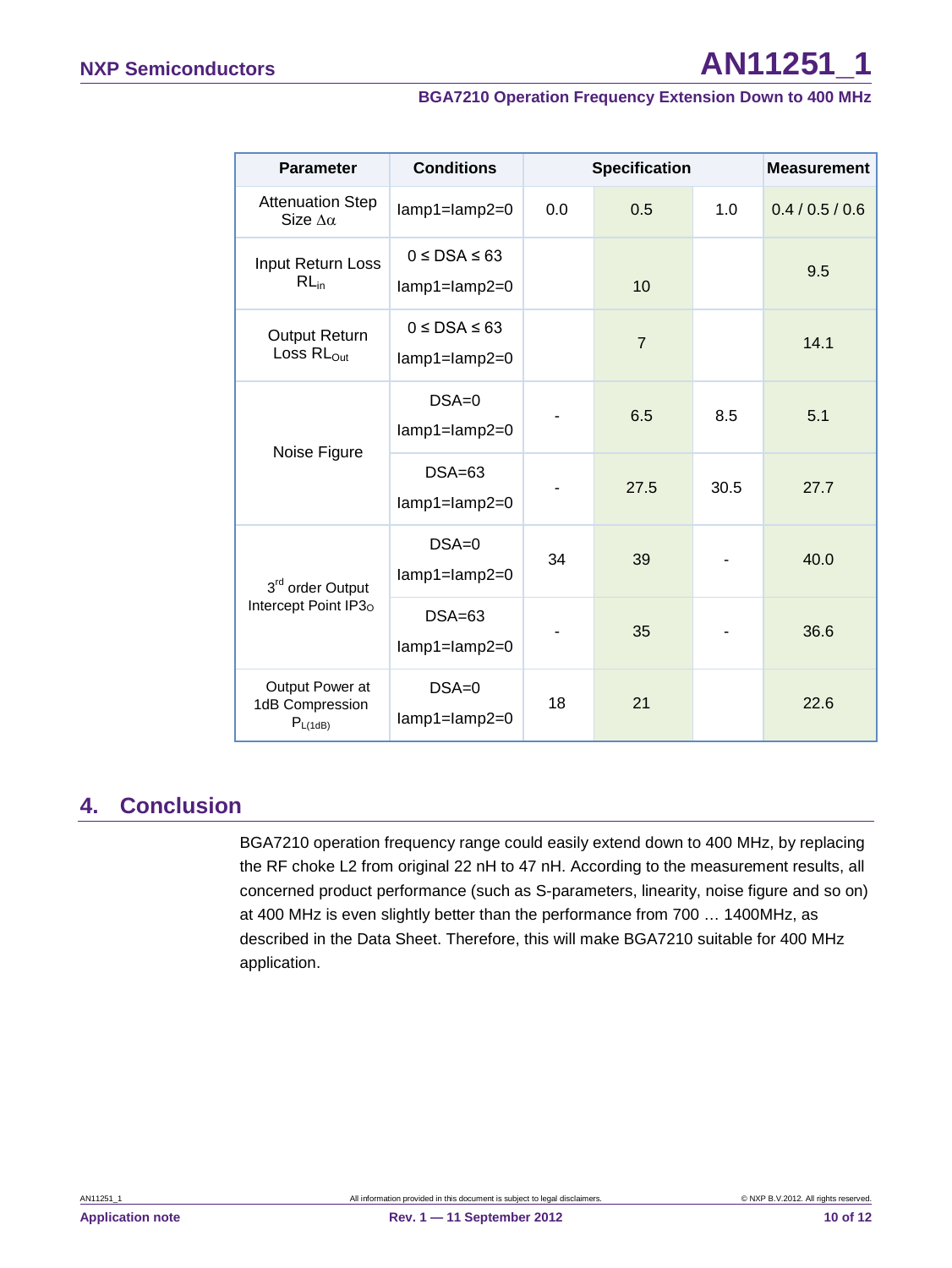| Parameter | Conditions | Specification | | | Measurement |
|---|---|---|---|---|---|
| Attenuation Step Size $\Delta\alpha$ | Iamp1=Iamp2=0 | 0.0 | 0.5 | 1.0 | 0.4 / 0.5 / 0.6 |
| Input Return Loss $RL_{in}$ | 0 ≤ DSA ≤ 63<br>Iamp1=Iamp2=0 | | 10 | | 9.5 |
| Output Return Loss $RL_{Out}$ | 0 ≤ DSA ≤ 63<br>Iamp1=Iamp2=0 | | 7 | | 14.1 |
| Noise Figure | DSA=0<br>Iamp1=Iamp2=0 | - | 6.5 | 8.5 | 5.1 |
| | DSA=63<br>Iamp1=Iamp2=0 | - | 27.5 | 30.5 | 27.7 |
| 3rd order Output Intercept Point $IP3_O$ | DSA=0<br>Iamp1=Iamp2=0 | 34 | 39 | - | 40.0 |
| | DSA=63<br>Iamp1=Iamp2=0 | - | 35 | - | 36.6 |
| Output Power at 1dB Compression $P_{L(1dB)}$ | DSA=0<br>Iamp1=Iamp2=0 | 18 | 21 | | 22.6 |

## 4. Conclusion

BGA7210 operation frequency range could easily extend down to 400 MHz, by replacing the RF choke L2 from original 22 nH to 47 nH. According to the measurement results, all concerned product performance (such as S-parameters, linearity, noise figure and so on) at 400 MHz is even slightly better than the performance from 700 … 1400MHz, as described in the Data Sheet. Therefore, this will make BGA7210 suitable for 400 MHz application.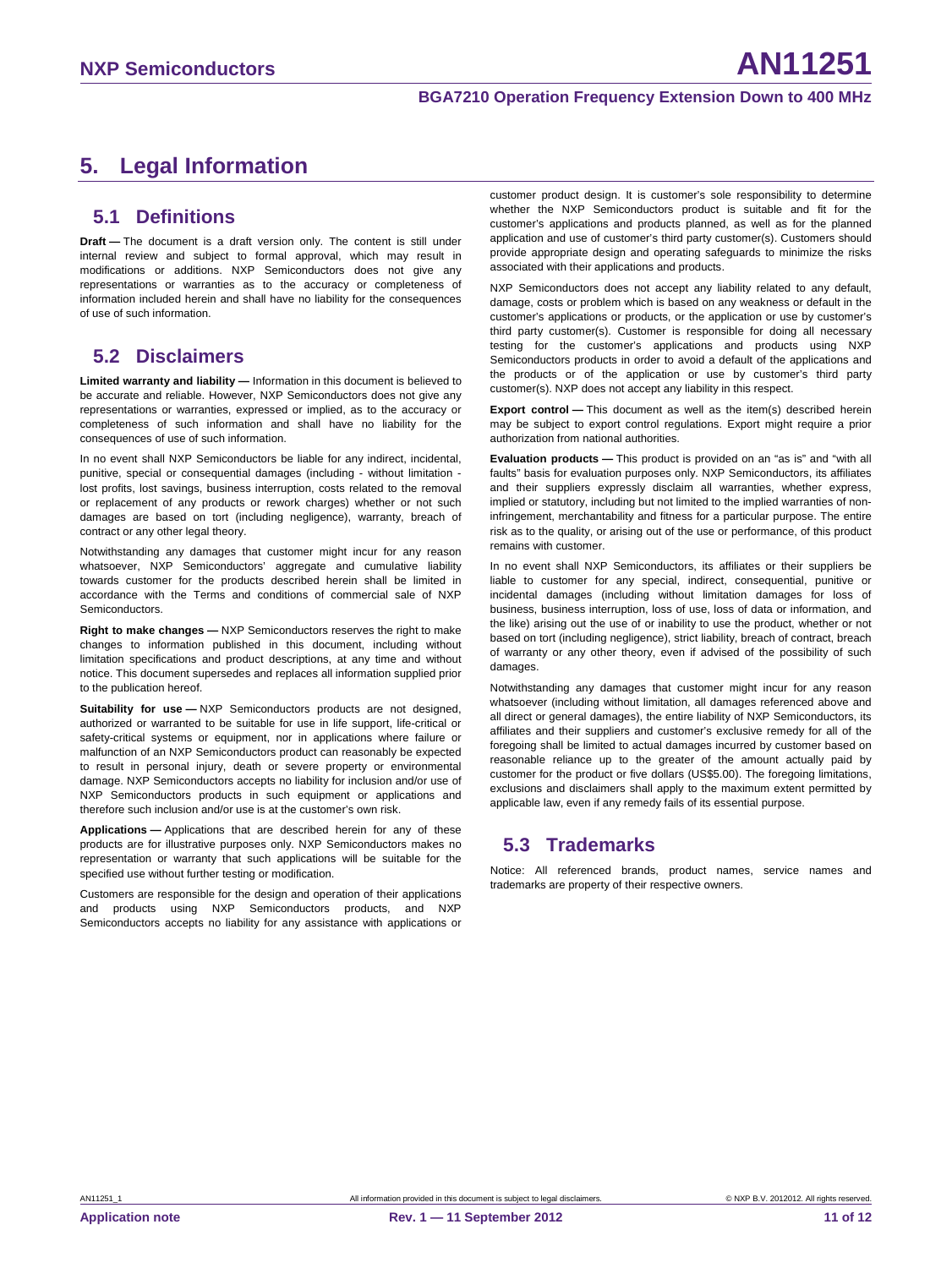# 5. Legal Information

## 5.1 Definitions

**Draft —** The document is a draft version only. The content is still under internal review and subject to formal approval, which may result in modifications or additions. NXP Semiconductors does not give any representations or warranties as to the accuracy or completeness of information included herein and shall have no liability for the consequences of use of such information.

## 5.2 Disclaimers

**Limited warranty and liability —** Information in this document is believed to be accurate and reliable. However, NXP Semiconductors does not give any representations or warranties, expressed or implied, as to the accuracy or completeness of such information and shall have no liability for the consequences of use of such information.

In no event shall NXP Semiconductors be liable for any indirect, incidental, punitive, special or consequential damages (including - without limitation - lost profits, lost savings, business interruption, costs related to the removal or replacement of any products or rework charges) whether or not such damages are based on tort (including negligence), warranty, breach of contract or any other legal theory.

Notwithstanding any damages that customer might incur for any reason whatsoever, NXP Semiconductors' aggregate and cumulative liability towards customer for the products described herein shall be limited in accordance with the Terms and conditions of commercial sale of NXP Semiconductors.

**Right to make changes —** NXP Semiconductors reserves the right to make changes to information published in this document, including without limitation specifications and product descriptions, at any time and without notice. This document supersedes and replaces all information supplied prior to the publication hereof.

**Suitability for use —** NXP Semiconductors products are not designed, authorized or warranted to be suitable for use in life support, life-critical or safety-critical systems or equipment, nor in applications where failure or malfunction of an NXP Semiconductors product can reasonably be expected to result in personal injury, death or severe property or environmental damage. NXP Semiconductors accepts no liability for inclusion and/or use of NXP Semiconductors products in such equipment or applications and therefore such inclusion and/or use is at the customer's own risk.

**Applications —** Applications that are described herein for any of these products are for illustrative purposes only. NXP Semiconductors makes no representation or warranty that such applications will be suitable for the specified use without further testing or modification.

Customers are responsible for the design and operation of their applications and products using NXP Semiconductors products, and NXP Semiconductors accepts no liability for any assistance with applications or customer product design. It is customer's sole responsibility to determine whether the NXP Semiconductors product is suitable and fit for the customer's applications and products planned, as well as for the planned application and use of customer's third party customer(s). Customers should provide appropriate design and operating safeguards to minimize the risks associated with their applications and products.

NXP Semiconductors does not accept any liability related to any default, damage, costs or problem which is based on any weakness or default in the customer's applications or products, or the application or use by customer's third party customer(s). Customer is responsible for doing all necessary testing for the customer's applications and products using NXP Semiconductors products in order to avoid a default of the applications and the products or of the application or use by customer's third party customer(s). NXP does not accept any liability in this respect.

**Export control —** This document as well as the item(s) described herein may be subject to export control regulations. Export might require a prior authorization from national authorities.

**Evaluation products —** This product is provided on an "as is" and "with all faults" basis for evaluation purposes only. NXP Semiconductors, its affiliates and their suppliers expressly disclaim all warranties, whether express, implied or statutory, including but not limited to the implied warranties of non-infringement, merchantability and fitness for a particular purpose. The entire risk as to the quality, or arising out of the use or performance, of this product remains with customer.

In no event shall NXP Semiconductors, its affiliates or their suppliers be liable to customer for any special, indirect, consequential, punitive or incidental damages (including without limitation damages for loss of business, business interruption, loss of use, loss of data or information, and the like) arising out the use of or inability to use the product, whether or not based on tort (including negligence), strict liability, breach of contract, breach of warranty or any other theory, even if advised of the possibility of such damages.

Notwithstanding any damages that customer might incur for any reason whatsoever (including without limitation, all damages referenced above and all direct or general damages), the entire liability of NXP Semiconductors, its affiliates and their suppliers and customer's exclusive remedy for all of the foregoing shall be limited to actual damages incurred by customer based on reasonable reliance up to the greater of the amount actually paid by customer for the product or five dollars (US$5.00). The foregoing limitations, exclusions and disclaimers shall apply to the maximum extent permitted by applicable law, even if any remedy fails of its essential purpose.

## 5.3 Trademarks

Notice: All referenced brands, product names, service names and trademarks are property of their respective owners.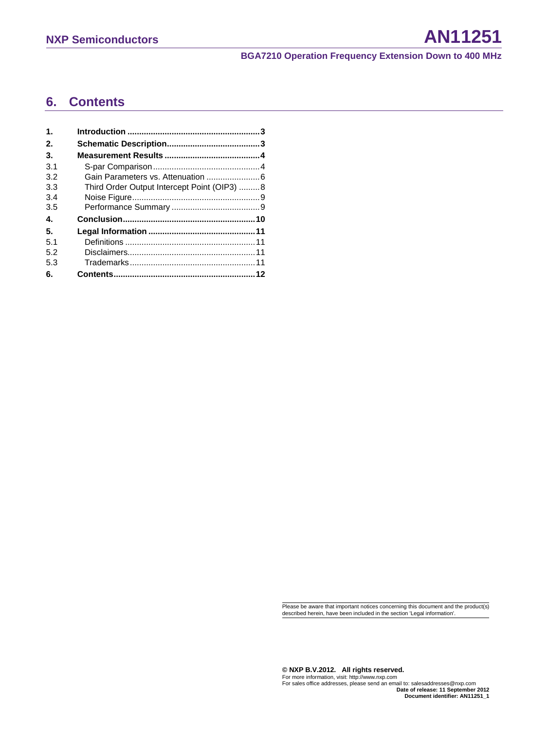# 6. Contents

| | | |
|---|---|---|
| **1.** | **Introduction** | **3** |
| **2.** | **Schematic Description** | **3** |
| **3.** | **Measurement Results** | **4** |
| 3.1 | S-par Comparison | 4 |
| 3.2 | Gain Parameters vs. Attenuation | 6 |
| 3.3 | Third Order Output Intercept Point (OIP3) | 8 |
| 3.4 | Noise Figure | 9 |
| 3.5 | Performance Summary | 9 |
| **4.** | **Conclusion** | **10** |
| **5.** | **Legal Information** | **11** |
| 5.1 | Definitions | 11 |
| 5.2 | Disclaimers | 11 |
| 5.3 | Trademarks | 11 |
| **6.** | **Contents** | **12** |

Please be aware that important notices concerning this document and the product(s) described herein, have been included in the section 'Legal information'.

**© NXP B.V.2012. All rights reserved.**

For more information, visit: http://www.nxp.com

For sales office addresses, please send an email to: salesaddresses@nxp.com

**Date of release: 11 September 2012**

**Document identifier: AN11251_1**